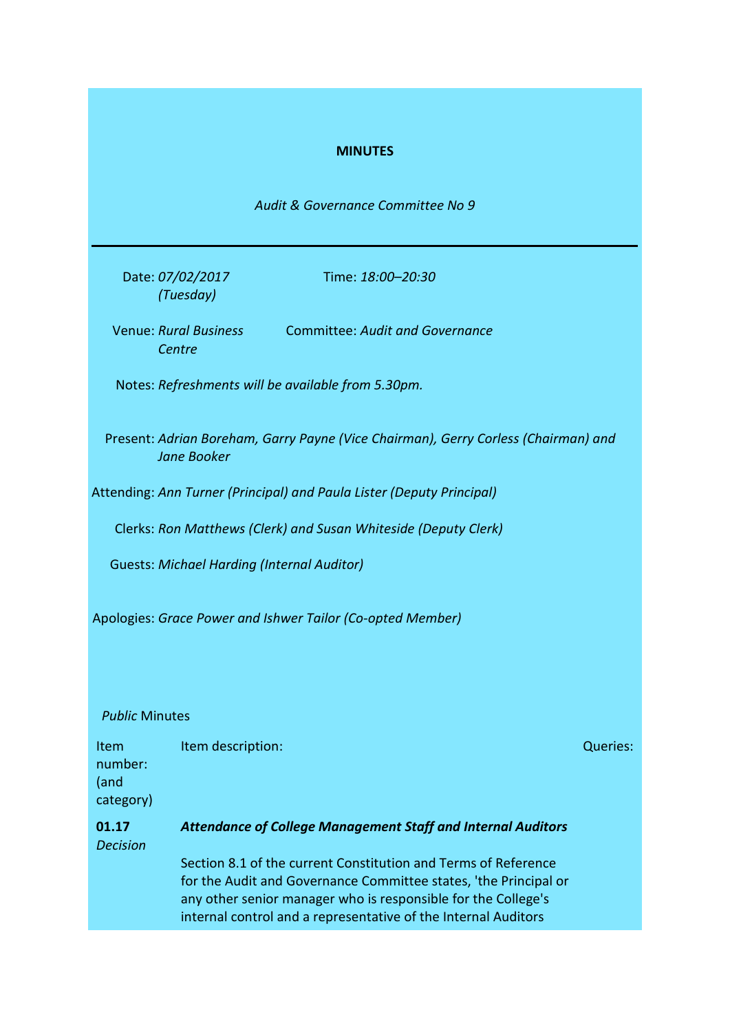**MINUTES**

*Audit & Governance Committee No 9*

---

Date: *07/02/2017 (Tuesday)*

Time: *18:00–20:30*

Venue: *Rural Business Centre*

Committee: *Audit and Governance*

Notes: *Refreshments will be available from 5.30pm.*

Present: *Adrian Boreham, Garry Payne (Vice Chairman), Gerry Corless (Chairman) and Jane Booker*

Attending: *Ann Turner (Principal) and Paula Lister (Deputy Principal)*

Clerks: *Ron Matthews (Clerk) and Susan Whiteside (Deputy Clerk)*

Guests: *Michael Harding (Internal Auditor)*

Apologies: *Grace Power and Ishwer Tailor (Co-opted Member)*

*Public* Minutes

| Item number: (and category) | Item description: | Queries: |
|---|---|---|
| **01.17** *Decision* | ***Attendance of College Management Staff and Internal Auditors*** <br><br> Section 8.1 of the current Constitution and Terms of Reference for the Audit and Governance Committee states, 'the Principal or any other senior manager who is responsible for the College's internal control and a representative of the Internal Auditors | |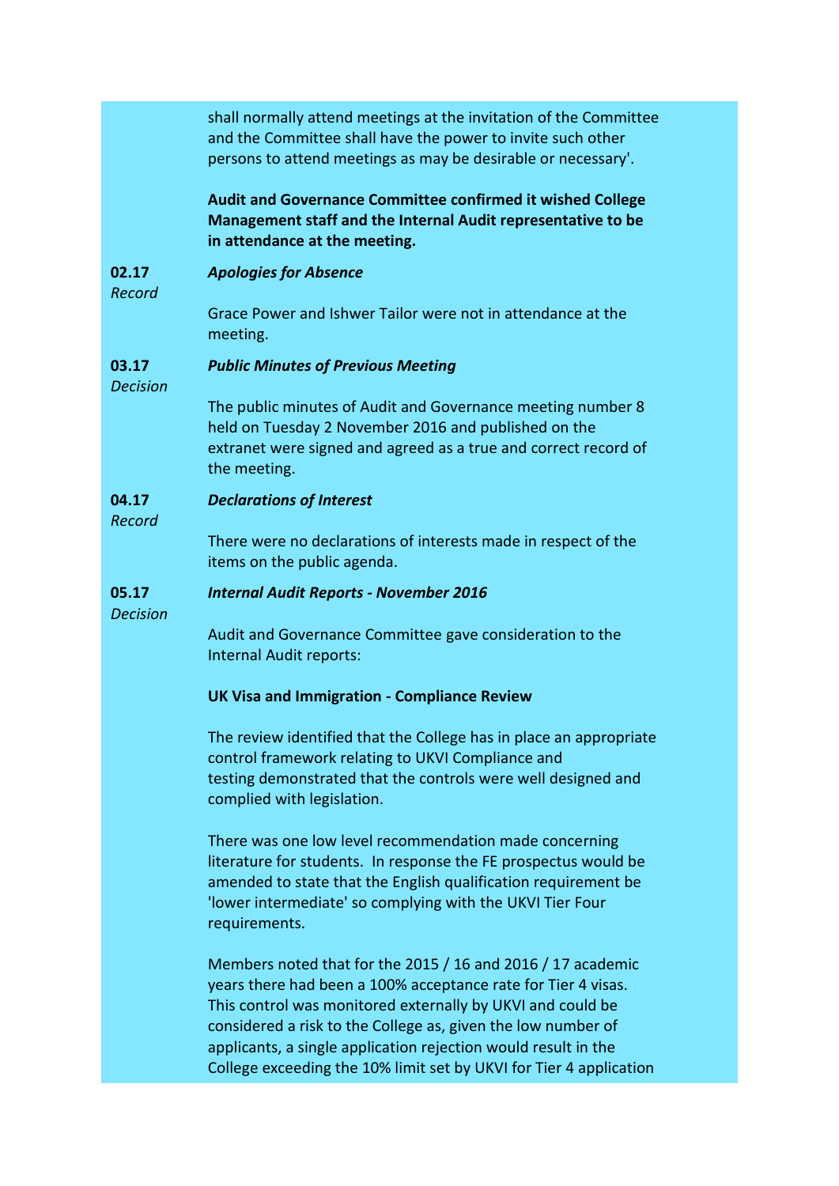shall normally attend meetings at the invitation of the Committee and the Committee shall have the power to invite such other persons to attend meetings as may be desirable or necessary'.

**Audit and Governance Committee confirmed it wished College Management staff and the Internal Audit representative to be in attendance at the meeting.**

**02.17** *Record*

***Apologies for Absence***

Grace Power and Ishwer Tailor were not in attendance at the meeting.

**03.17** *Decision*

***Public Minutes of Previous Meeting***

The public minutes of Audit and Governance meeting number 8 held on Tuesday 2 November 2016 and published on the extranet were signed and agreed as a true and correct record of the meeting.

**04.17** *Record*

***Declarations of Interest***

There were no declarations of interests made in respect of the items on the public agenda.

**05.17** *Decision*

***Internal Audit Reports - November 2016***

Audit and Governance Committee gave consideration to the Internal Audit reports:

**UK Visa and Immigration - Compliance Review**

The review identified that the College has in place an appropriate control framework relating to UKVI Compliance and testing demonstrated that the controls were well designed and complied with legislation.

There was one low level recommendation made concerning literature for students. In response the FE prospectus would be amended to state that the English qualification requirement be 'lower intermediate' so complying with the UKVI Tier Four requirements.

Members noted that for the 2015 / 16 and 2016 / 17 academic years there had been a 100% acceptance rate for Tier 4 visas. This control was monitored externally by UKVI and could be considered a risk to the College as, given the low number of applicants, a single application rejection would result in the College exceeding the 10% limit set by UKVI for Tier 4 application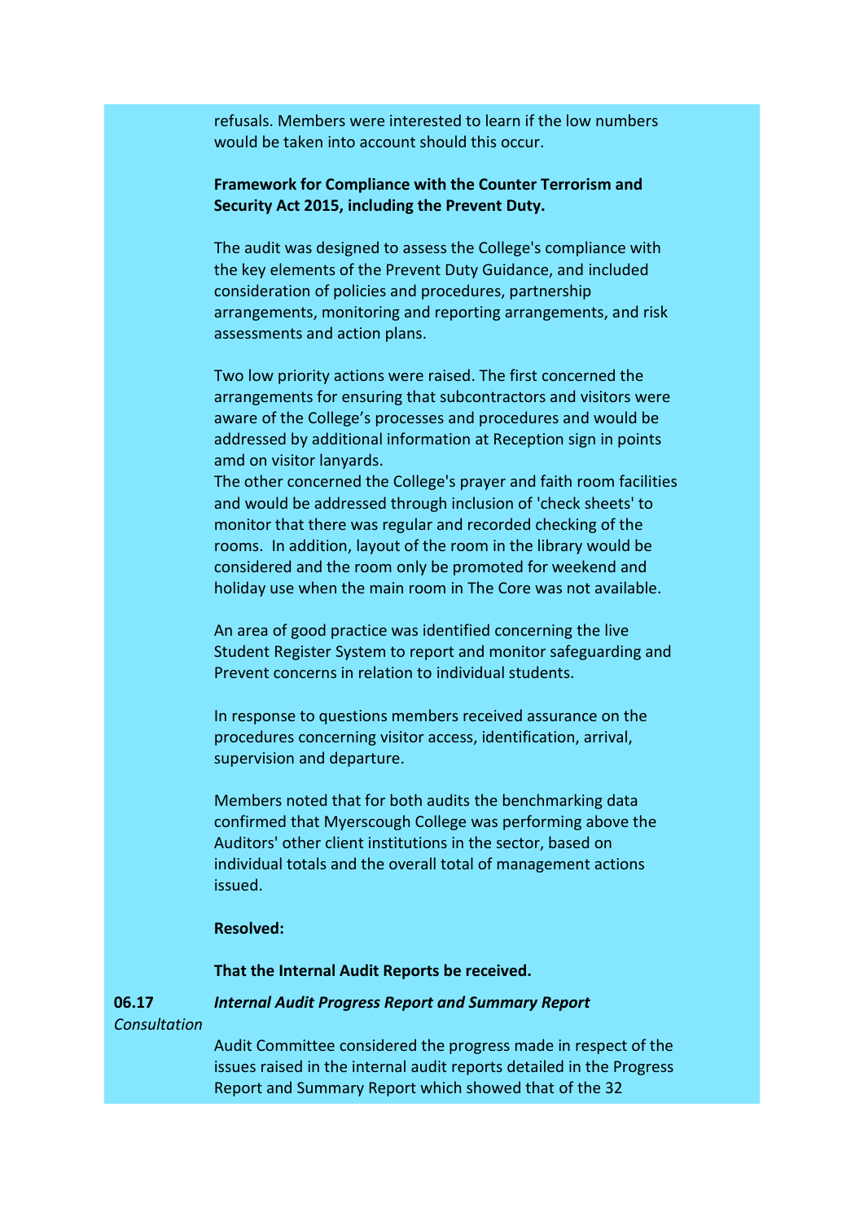refusals. Members were interested to learn if the low numbers would be taken into account should this occur.

**Framework for Compliance with the Counter Terrorism and Security Act 2015, including the Prevent Duty.**

The audit was designed to assess the College's compliance with the key elements of the Prevent Duty Guidance, and included consideration of policies and procedures, partnership arrangements, monitoring and reporting arrangements, and risk assessments and action plans.

Two low priority actions were raised. The first concerned the arrangements for ensuring that subcontractors and visitors were aware of the College's processes and procedures and would be addressed by additional information at Reception sign in points amd on visitor lanyards.
The other concerned the College's prayer and faith room facilities and would be addressed through inclusion of 'check sheets' to monitor that there was regular and recorded checking of the rooms. In addition, layout of the room in the library would be considered and the room only be promoted for weekend and holiday use when the main room in The Core was not available.

An area of good practice was identified concerning the live Student Register System to report and monitor safeguarding and Prevent concerns in relation to individual students.

In response to questions members received assurance on the procedures concerning visitor access, identification, arrival, supervision and departure.

Members noted that for both audits the benchmarking data confirmed that Myerscough College was performing above the Auditors' other client institutions in the sector, based on individual totals and the overall total of management actions issued.

**Resolved:**

**That the Internal Audit Reports be received.**

**06.17** *Consultation*

***Internal Audit Progress Report and Summary Report***

Audit Committee considered the progress made in respect of the issues raised in the internal audit reports detailed in the Progress Report and Summary Report which showed that of the 32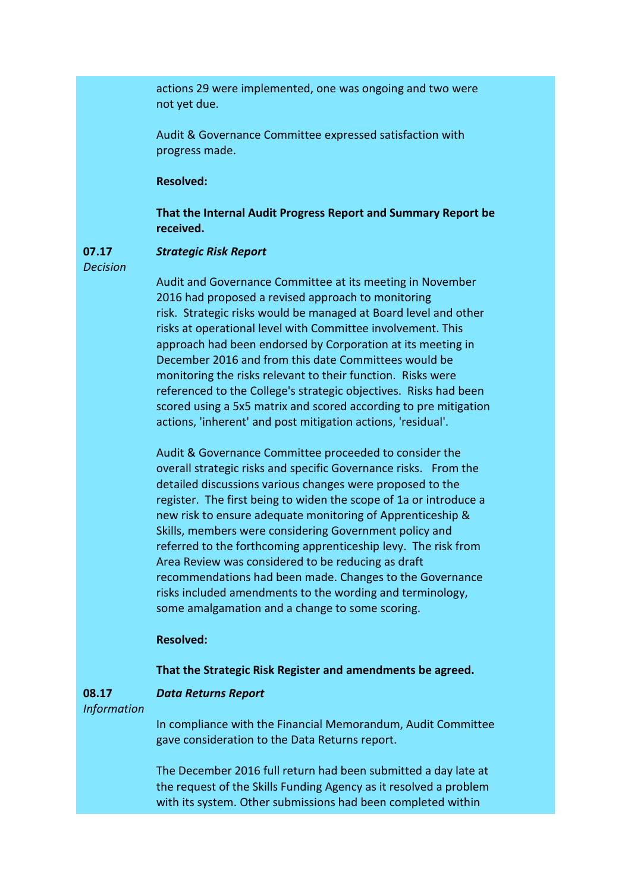actions 29 were implemented, one was ongoing and two were not yet due.

Audit & Governance Committee expressed satisfaction with progress made.

**Resolved:**

**That the Internal Audit Progress Report and Summary Report be received.**

**07.17** *Decision*

***Strategic Risk Report***

Audit and Governance Committee at its meeting in November 2016 had proposed a revised approach to monitoring risk. Strategic risks would be managed at Board level and other risks at operational level with Committee involvement. This approach had been endorsed by Corporation at its meeting in December 2016 and from this date Committees would be monitoring the risks relevant to their function. Risks were referenced to the College's strategic objectives. Risks had been scored using a 5x5 matrix and scored according to pre mitigation actions, 'inherent' and post mitigation actions, 'residual'.

Audit & Governance Committee proceeded to consider the overall strategic risks and specific Governance risks. From the detailed discussions various changes were proposed to the register. The first being to widen the scope of 1a or introduce a new risk to ensure adequate monitoring of Apprenticeship & Skills, members were considering Government policy and referred to the forthcoming apprenticeship levy. The risk from Area Review was considered to be reducing as draft recommendations had been made. Changes to the Governance risks included amendments to the wording and terminology, some amalgamation and a change to some scoring.

**Resolved:**

**That the Strategic Risk Register and amendments be agreed.**

**08.17** *Information*

***Data Returns Report***

In compliance with the Financial Memorandum, Audit Committee gave consideration to the Data Returns report.

The December 2016 full return had been submitted a day late at the request of the Skills Funding Agency as it resolved a problem with its system. Other submissions had been completed within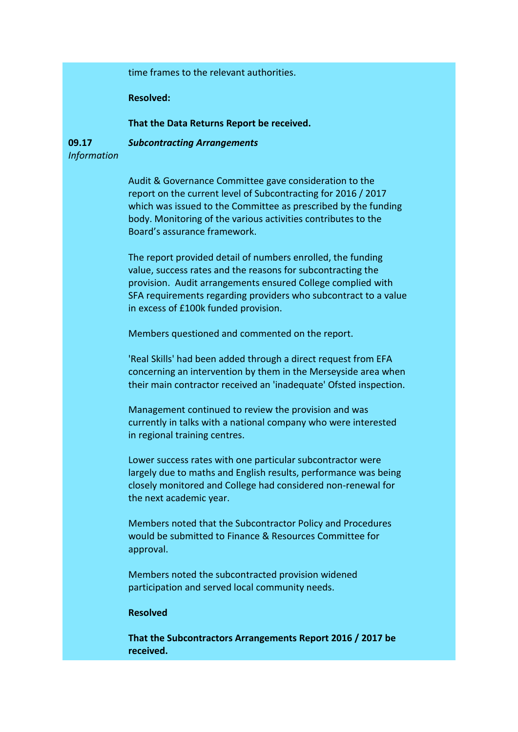time frames to the relevant authorities.

**Resolved:**

**That the Data Returns Report be received.**

**09.17** ***Subcontracting Arrangements***
*Information*

Audit & Governance Committee gave consideration to the report on the current level of Subcontracting for 2016 / 2017 which was issued to the Committee as prescribed by the funding body. Monitoring of the various activities contributes to the Board's assurance framework.

The report provided detail of numbers enrolled, the funding value, success rates and the reasons for subcontracting the provision. Audit arrangements ensured College complied with SFA requirements regarding providers who subcontract to a value in excess of £100k funded provision.

Members questioned and commented on the report.

'Real Skills' had been added through a direct request from EFA concerning an intervention by them in the Merseyside area when their main contractor received an 'inadequate' Ofsted inspection.

Management continued to review the provision and was currently in talks with a national company who were interested in regional training centres.

Lower success rates with one particular subcontractor were largely due to maths and English results, performance was being closely monitored and College had considered non-renewal for the next academic year.

Members noted that the Subcontractor Policy and Procedures would be submitted to Finance & Resources Committee for approval.

Members noted the subcontracted provision widened participation and served local community needs.

**Resolved**

**That the Subcontractors Arrangements Report 2016 / 2017 be received.**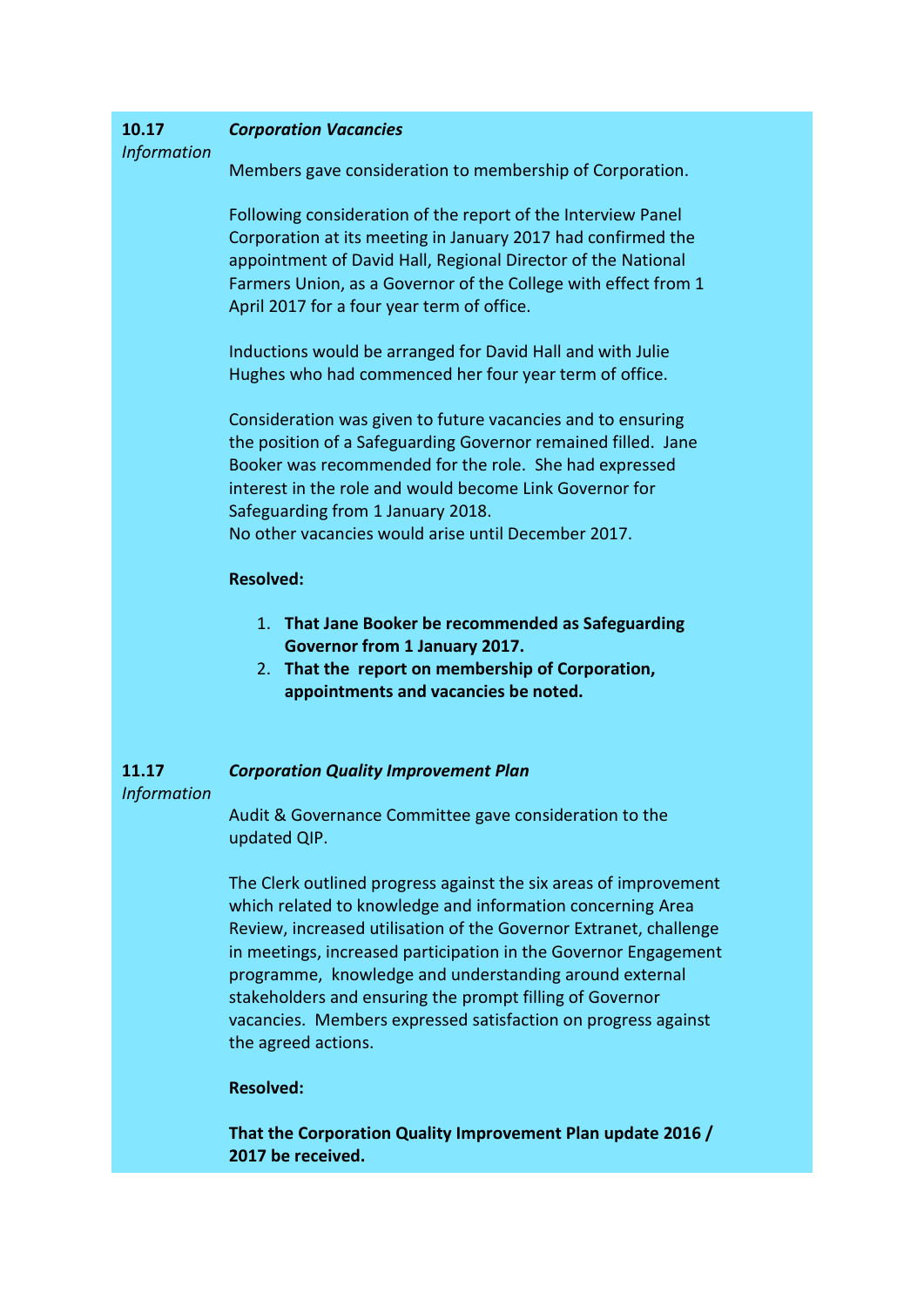**10.17** *Information*

***Corporation Vacancies***

Members gave consideration to membership of Corporation.

Following consideration of the report of the Interview Panel Corporation at its meeting in January 2017 had confirmed the appointment of David Hall, Regional Director of the National Farmers Union, as a Governor of the College with effect from 1 April 2017 for a four year term of office.

Inductions would be arranged for David Hall and with Julie Hughes who had commenced her four year term of office.

Consideration was given to future vacancies and to ensuring the position of a Safeguarding Governor remained filled. Jane Booker was recommended for the role. She had expressed interest in the role and would become Link Governor for Safeguarding from 1 January 2018.
No other vacancies would arise until December 2017.

**Resolved:**

1. **That Jane Booker be recommended as Safeguarding Governor from 1 January 2017.**
2. **That the report on membership of Corporation, appointments and vacancies be noted.**

**11.17** *Information*

***Corporation Quality Improvement Plan***

Audit & Governance Committee gave consideration to the updated QIP.

The Clerk outlined progress against the six areas of improvement which related to knowledge and information concerning Area Review, increased utilisation of the Governor Extranet, challenge in meetings, increased participation in the Governor Engagement programme, knowledge and understanding around external stakeholders and ensuring the prompt filling of Governor vacancies. Members expressed satisfaction on progress against the agreed actions.

**Resolved:**

**That the Corporation Quality Improvement Plan update 2016 / 2017 be received.**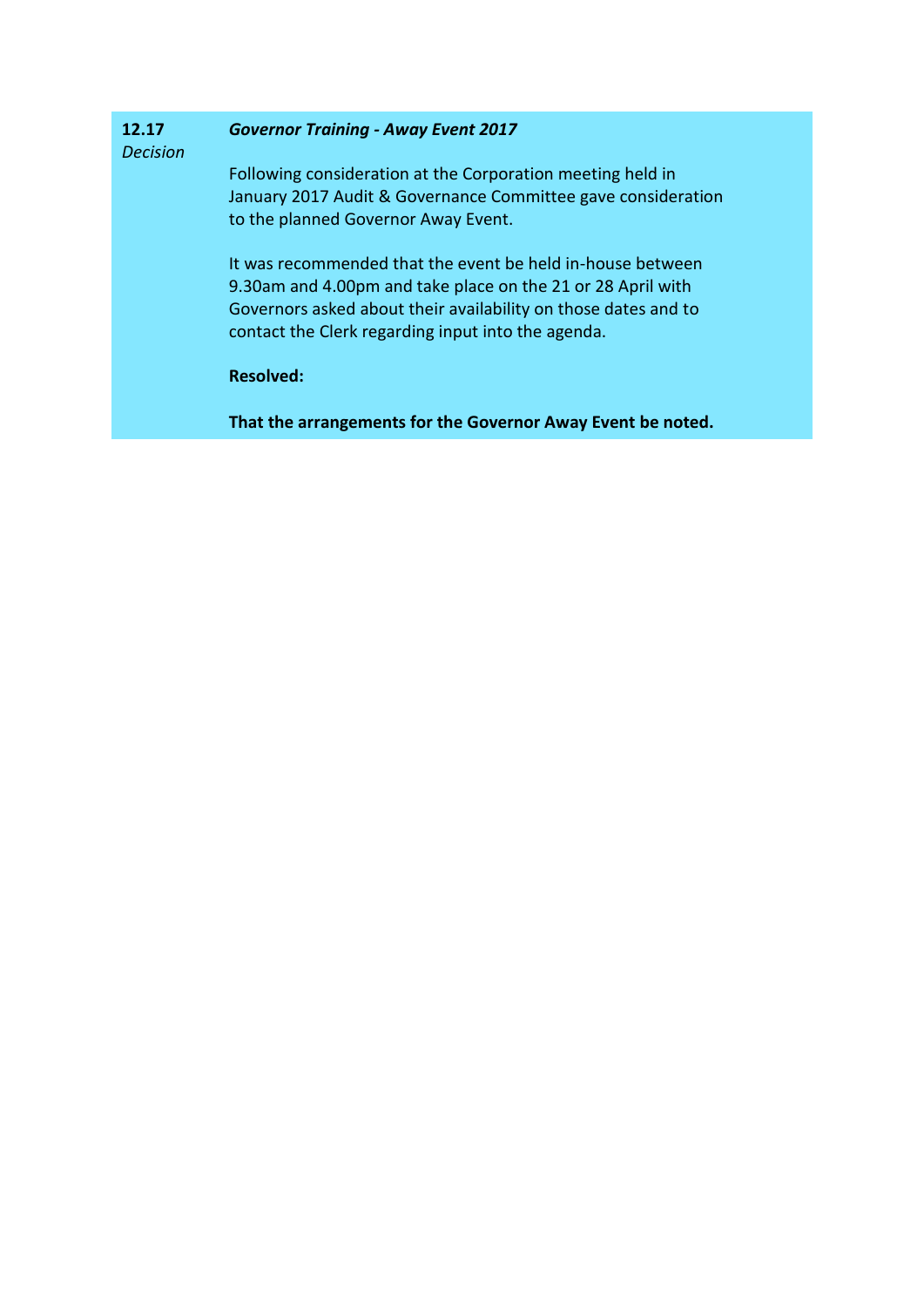**12.17** *Decision*

***Governor Training - Away Event 2017***

Following consideration at the Corporation meeting held in January 2017 Audit & Governance Committee gave consideration to the planned Governor Away Event.

It was recommended that the event be held in-house between 9.30am and 4.00pm and take place on the 21 or 28 April with Governors asked about their availability on those dates and to contact the Clerk regarding input into the agenda.

**Resolved:**

**That the arrangements for the Governor Away Event be noted.**